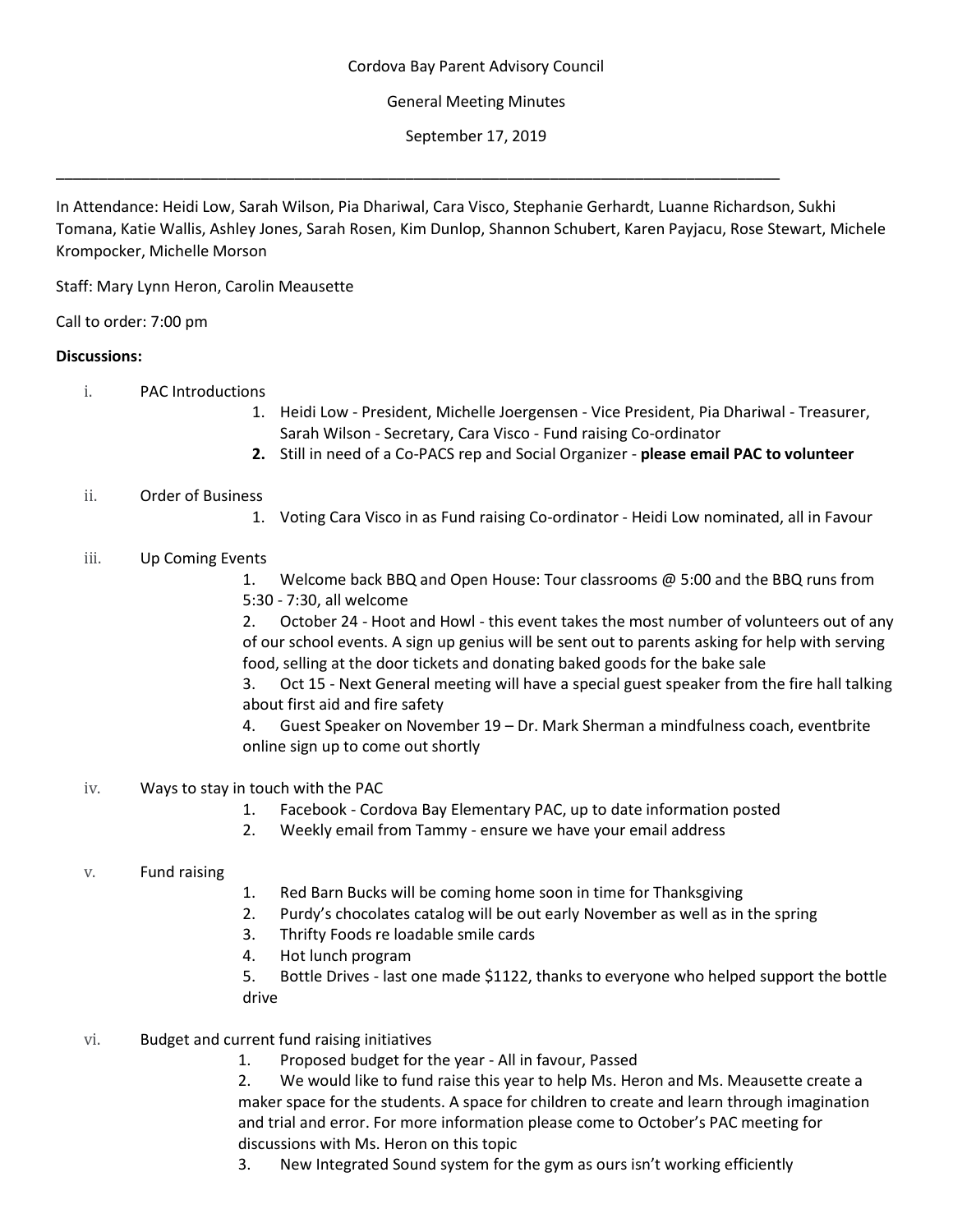Cordova Bay Parent Advisory Council

General Meeting Minutes

September 17, 2019

---

In Attendance: Heidi Low, Sarah Wilson, Pia Dhariwal, Cara Visco, Stephanie Gerhardt, Luanne Richardson, Sukhi Tomana, Katie Wallis, Ashley Jones, Sarah Rosen, Kim Dunlop, Shannon Schubert, Karen Payjacu, Rose Stewart, Michele Krompocker, Michelle Morson

Staff: Mary Lynn Heron, Carolin Meausette

Call to order: 7:00 pm

**Discussions:**

i. PAC Introductions
   1. Heidi Low - President, Michelle Joergensen - Vice President, Pia Dhariwal - Treasurer, Sarah Wilson - Secretary, Cara Visco - Fund raising Co-ordinator
   2. Still in need of a Co-PACS rep and Social Organizer - **please email PAC to volunteer**

ii. Order of Business
   1. Voting Cara Visco in as Fund raising Co-ordinator - Heidi Low nominated, all in Favour

iii. Up Coming Events
   1. Welcome back BBQ and Open House: Tour classrooms @ 5:00 and the BBQ runs from 5:30 - 7:30, all welcome
   2. October 24 - Hoot and Howl - this event takes the most number of volunteers out of any of our school events. A sign up genius will be sent out to parents asking for help with serving food, selling at the door tickets and donating baked goods for the bake sale
   3. Oct 15 - Next General meeting will have a special guest speaker from the fire hall talking about first aid and fire safety
   4. Guest Speaker on November 19 – Dr. Mark Sherman a mindfulness coach, eventbrite online sign up to come out shortly

iv. Ways to stay in touch with the PAC
   1. Facebook - Cordova Bay Elementary PAC, up to date information posted
   2. Weekly email from Tammy - ensure we have your email address

v. Fund raising
   1. Red Barn Bucks will be coming home soon in time for Thanksgiving
   2. Purdy's chocolates catalog will be out early November as well as in the spring
   3. Thrifty Foods re loadable smile cards
   4. Hot lunch program
   5. Bottle Drives - last one made $1122, thanks to everyone who helped support the bottle drive

vi. Budget and current fund raising initiatives
   1. Proposed budget for the year - All in favour, Passed
   2. We would like to fund raise this year to help Ms. Heron and Ms. Meausette create a maker space for the students. A space for children to create and learn through imagination and trial and error. For more information please come to October's PAC meeting for discussions with Ms. Heron on this topic
   3. New Integrated Sound system for the gym as ours isn't working efficiently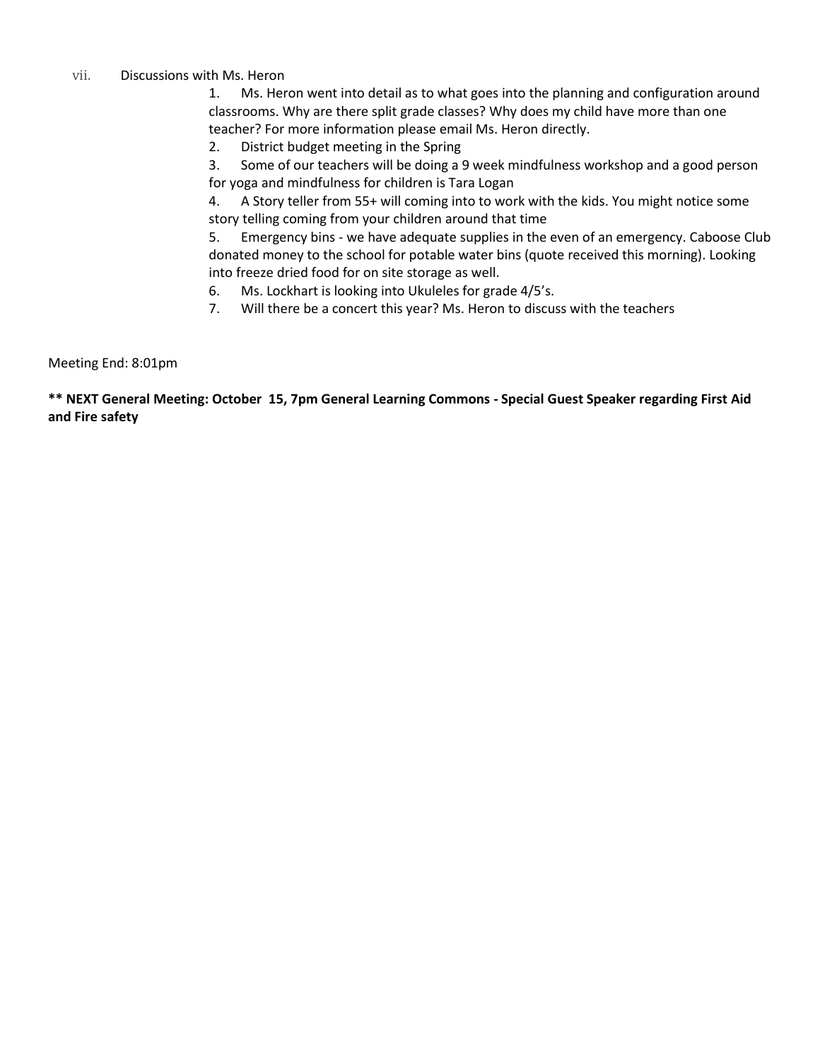vii. Discussions with Ms. Heron

1. Ms. Heron went into detail as to what goes into the planning and configuration around classrooms. Why are there split grade classes? Why does my child have more than one teacher? For more information please email Ms. Heron directly.
2. District budget meeting in the Spring
3. Some of our teachers will be doing a 9 week mindfulness workshop and a good person for yoga and mindfulness for children is Tara Logan
4. A Story teller from 55+ will coming into to work with the kids. You might notice some story telling coming from your children around that time
5. Emergency bins - we have adequate supplies in the even of an emergency. Caboose Club donated money to the school for potable water bins (quote received this morning). Looking into freeze dried food for on site storage as well.
6. Ms. Lockhart is looking into Ukuleles for grade 4/5's.
7. Will there be a concert this year? Ms. Heron to discuss with the teachers

Meeting End: 8:01pm

**** NEXT General Meeting: October 15, 7pm General Learning Commons - Special Guest Speaker regarding First Aid and Fire safety**